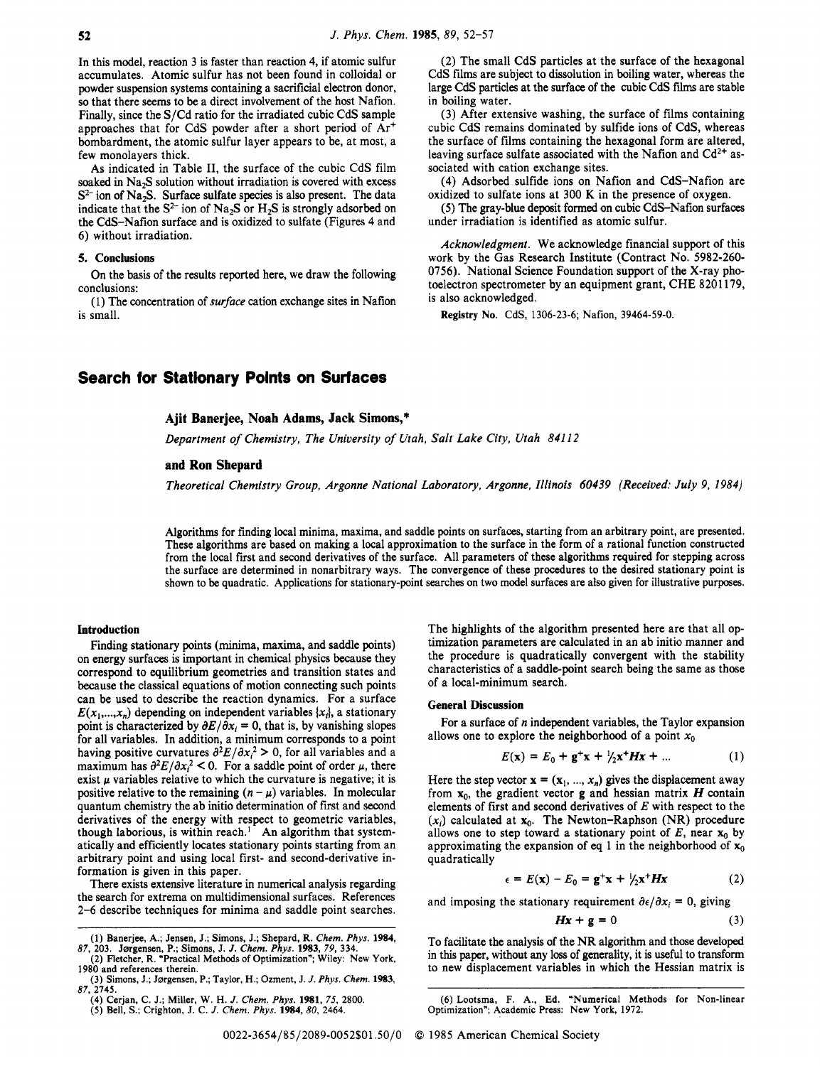In this model, reaction 3 is faster than reaction 4, if atomic sulfur accumulates. Atomic sulfur has not been found in colloidal or powder suspension systems containing a sacrificial electron donor, so that there seems to be a direct involvement of the host Nafion. Finally, since the S/Cd ratio for the irradiated cubic CdS sample approaches that for CdS powder after a short period of $Ar^+$ bombardment, the atomic sulfur layer appears to be, at most, a few monolayers thick.

As indicated in Table II, the surface of the cubic CdS film soaked in $Na_2S$ solution without irradiation is covered with excess $S^{2-}$ ion of $Na_2S$. Surface sulfate species is also present. The data indicate that the $S^{2-}$ ion of $Na_2S$ or $H_2S$ is strongly adsorbed on the CdS–Nafion surface and is oxidized to sulfate (Figures 4 and 6) without irradiation.

## 5. Conclusions

On the basis of the results reported here, we draw the following conclusions:

(1) The concentration of *surface* cation exchange sites in Nafion is small.

(2) The small CdS particles at the surface of the hexagonal CdS films are subject to dissolution in boiling water, whereas the large CdS particles at the surface of the cubic CdS films are stable in boiling water.

(3) After extensive washing, the surface of films containing cubic CdS remains dominated by sulfide ions of CdS, whereas the surface of films containing the hexagonal form are altered, leaving surface sulfate associated with the Nafion and $Cd^{2+}$ associated with cation exchange sites.

(4) Adsorbed sulfide ions on Nafion and CdS–Nafion are oxidized to sulfate ions at 300 K in the presence of oxygen.

(5) The gray-blue deposit formed on cubic CdS–Nafion surfaces under irradiation is identified as atomic sulfur.

*Acknowledgment.* We acknowledge financial support of this work by the Gas Research Institute (Contract No. 5982-260-0756). National Science Foundation support of the X-ray photoelectron spectrometer by an equipment grant, CHE 8201179, is also acknowledged.

**Registry No.** CdS, 1306-23-6; Nafion, 39464-59-0.

# Search for Stationary Points on Surfaces

**Ajit Banerjee, Noah Adams, Jack Simons,\***

*Department of Chemistry, The University of Utah, Salt Lake City, Utah 84112*

**and Ron Shepard**

*Theoretical Chemistry Group, Argonne National Laboratory, Argonne, Illinois 60439 (Received: July 9, 1984)*

Algorithms for finding local minima, maxima, and saddle points on surfaces, starting from an arbitrary point, are presented. These algorithms are based on making a local approximation to the surface in the form of a rational function constructed from the local first and second derivatives of the surface. All parameters of these algorithms required for stepping across the surface are determined in nonarbitrary ways. The convergence of these procedures to the desired stationary point is shown to be quadratic. Applications for stationary-point searches on two model surfaces are also given for illustrative purposes.

## Introduction

Finding stationary points (minima, maxima, and saddle points) on energy surfaces is important in chemical physics because they correspond to equilibrium geometries and transition states and because the classical equations of motion connecting such points can be used to describe the reaction dynamics. For a surface $E(x_1,...,x_n)$ depending on independent variables $\{x_i\}$, a stationary point is characterized by $\partial E/\partial x_i = 0$, that is, by vanishing slopes for all variables. In addition, a minimum corresponds to a point having positive curvatures $\partial^2 E/\partial x_i^2 > 0$, for all variables and a maximum has $\partial^2 E/\partial x_i^2 < 0$. For a saddle point of order $\mu$, there exist $\mu$ variables relative to which the curvature is negative; it is positive relative to the remaining $(n - \mu)$ variables. In molecular quantum chemistry the ab initio determination of first and second derivatives of the energy with respect to geometric variables, though laborious, is within reach.[1] An algorithm that systematically and efficiently locates stationary points starting from an arbitrary point and using local first- and second-derivative information is given in this paper.

There exists extensive literature in numerical analysis regarding the search for extrema on multidimensional surfaces. References 2–6 describe techniques for minima and saddle point searches. The highlights of the algorithm presented here are that all optimization parameters are calculated in an ab initio manner and the procedure is quadratically convergent with the stability characteristics of a saddle-point search being the same as those of a local-minimum search.

## General Discussion

For a surface of $n$ independent variables, the Taylor expansion allows one to explore the neighborhood of a point $x_0$

$$E(\mathbf{x}) = E_0 + \mathbf{g}^+\mathbf{x} + \tfrac{1}{2}\mathbf{x}^+\boldsymbol{H}\mathbf{x} + ... \tag{1}$$

Here the step vector $\mathbf{x} = (x_1, ..., x_n)$ gives the displacement away from $\mathbf{x}_0$, the gradient vector $\mathbf{g}$ and hessian matrix $\boldsymbol{H}$ contain elements of first and second derivatives of $E$ with respect to the $(x_i)$ calculated at $\mathbf{x}_0$. The Newton–Raphson (NR) procedure allows one to step toward a stationary point of $E$, near $\mathbf{x}_0$ by approximating the expansion of eq 1 in the neighborhood of $\mathbf{x}_0$ quadratically

$$\epsilon = E(\mathbf{x}) - E_0 = \mathbf{g}^+\mathbf{x} + \tfrac{1}{2}\mathbf{x}^+\boldsymbol{H}\mathbf{x} \tag{2}$$

and imposing the stationary requirement $\partial\epsilon/\partial x_i = 0$, giving

$$\boldsymbol{H}\mathbf{x} + \mathbf{g} = 0 \tag{3}$$

To facilitate the analysis of the NR algorithm and those developed in this paper, without any loss of generality, it is useful to transform to new displacement variables in which the Hessian matrix is

(1) Banerjee, A.; Jensen, J.; Simons, J.; Shepard, R. *Chem. Phys.* **1984**, *87*, 203. Jørgensen, P.; Simons, J. *J. Chem. Phys.* **1983**, *79*, 334.

(2) Fletcher, R. "Practical Methods of Optimization"; Wiley: New York, 1980 and references therein.

(3) Simons, J.; Jørgensen, P.; Taylor, H.; Ozment, J. *J. Phys. Chem.* **1983**, *87*, 2745.

(4) Cerjan, C. J.; Miller, W. H. *J. Chem. Phys.* **1981**, *75*, 2800.

(5) Bell, S.; Crighton, J. C. *J. Chem. Phys.* **1984**, *80*, 2464.

(6) Lootsma, F. A., Ed. "Numerical Methods for Non-linear Optimization"; Academic Press: New York, 1972.

0022-3654/85/2089-0052$01.50/0 © 1985 American Chemical Society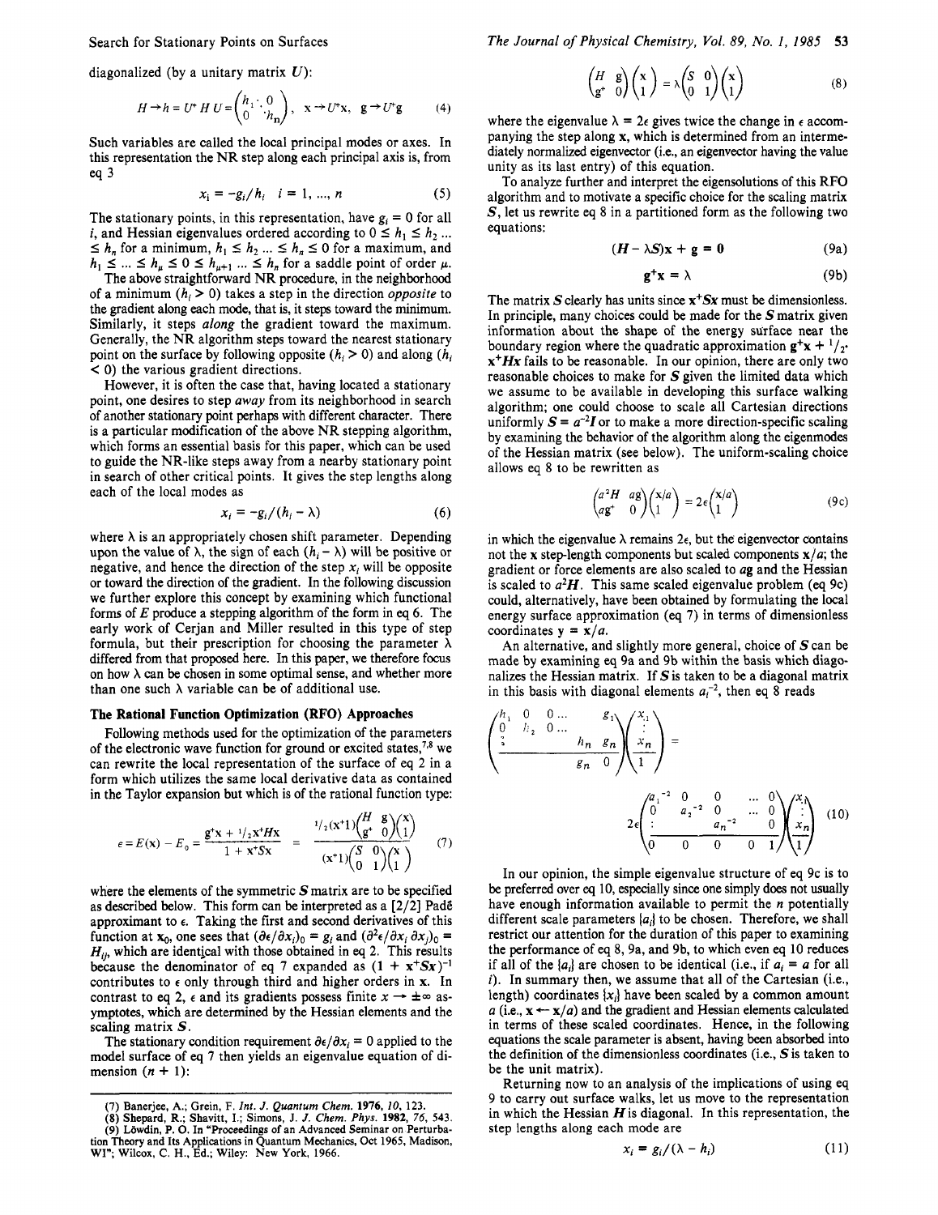diagonalized (by a unitary matrix $U$):

$$H \rightarrow h = U^{+} H U = \begin{pmatrix} h_1 & & 0 \\ & \ddots & \\ 0 & & h_n \end{pmatrix}, \quad \mathbf{x} \rightarrow U^{+}\mathbf{x}, \quad \mathbf{g} \rightarrow U^{+}\mathbf{g} \tag{4}$$

Such variables are called the local principal modes or axes. In this representation the NR step along each principal axis is, from eq 3

$$x_i = -g_i/h_i \quad i = 1, ..., n \tag{5}$$

The stationary points, in this representation, have $g_i = 0$ for all $i$, and Hessian eigenvalues ordered according to $0 \leq h_1 \leq h_2 ... \leq h_n$ for a minimum, $h_1 \leq h_2 ... \leq h_n \leq 0$ for a maximum, and $h_1 \leq ... \leq h_\mu \leq 0 \leq h_{\mu+1} ... \leq h_n$ for a saddle point of order $\mu$.

The above straightforward NR procedure, in the neighborhood of a minimum ($h_i > 0$) takes a step in the direction *opposite* to the gradient along each mode, that is, it steps toward the minimum. Similarly, it steps *along* the gradient toward the maximum. Generally, the NR algorithm steps toward the nearest stationary point on the surface by following opposite ($h_i > 0$) and along ($h_i < 0$) the various gradient directions.

However, it is often the case that, having located a stationary point, one desires to step *away* from its neighborhood in search of another stationary point perhaps with different character. There is a particular modification of the above NR stepping algorithm, which forms an essential basis for this paper, which can be used to guide the NR-like steps away from a nearby stationary point in search of other critical points. It gives the step lengths along each of the local modes as

$$x_i = -g_i/(h_i - \lambda) \tag{6}$$

where $\lambda$ is an appropriately chosen shift parameter. Depending upon the value of $\lambda$, the sign of each $(h_i - \lambda)$ will be positive or negative, and hence the direction of the step $x_i$ will be opposite or toward the direction of the gradient. In the following discussion we further explore this concept by examining which functional forms of $E$ produce a stepping algorithm of the form in eq 6. The early work of Cerjan and Miller resulted in this type of step formula, but their prescription for choosing the parameter $\lambda$ differed from that proposed here. In this paper, we therefore focus on how $\lambda$ can be chosen in some optimal sense, and whether more than one such $\lambda$ variable can be of additional use.

## The Rational Function Optimization (RFO) Approaches

Following methods used for the optimization of the parameters of the electronic wave function for ground or excited states,[7,8] we can rewrite the local representation of the surface of eq 2 in a form which utilizes the same local derivative data as contained in the Taylor expansion but which is of the rational function type:

$$\epsilon = E(\mathbf{x}) - E_0 = \frac{\mathbf{g}^{+}\mathbf{x} + {}^{1}/_{2}\mathbf{x}^{+}H\mathbf{x}}{1 + \mathbf{x}^{+}S\mathbf{x}} = \frac{{}^{1}/_{2}(\mathbf{x}^{+} 1)\begin{pmatrix} H & \mathbf{g} \\ \mathbf{g}^{+} & 0 \end{pmatrix}\begin{pmatrix} \mathbf{x} \\ 1 \end{pmatrix}}{(\mathbf{x}^{+} 1)\begin{pmatrix} S & 0 \\ 0 & 1 \end{pmatrix}\begin{pmatrix} \mathbf{x} \\ 1 \end{pmatrix}} \tag{7}$$

where the elements of the symmetric $S$ matrix are to be specified as described below. This form can be interpreted as a [2/2] Padé approximant to $\epsilon$. Taking the first and second derivatives of this function at $\mathbf{x}_0$, one sees that $(\partial\epsilon/\partial x_i)_0 = g_i$ and $(\partial^2\epsilon/\partial x_i\,\partial x_j)_0 = H_{ij}$, which are identical with those obtained in eq 2. This results because the denominator of eq 7 expanded as $(1 + \mathbf{x}^{+}S\mathbf{x})^{-1}$ contributes to $\epsilon$ only through third and higher orders in $\mathbf{x}$. In contrast to eq 2, $\epsilon$ and its gradients possess finite $x \rightarrow \pm\infty$ asymptotes, which are determined by the Hessian elements and the scaling matrix $S$.

The stationary condition requirement $\partial\epsilon/\partial x_i = 0$ applied to the model surface of eq 7 then yields an eigenvalue equation of dimension $(n + 1)$:

$$\begin{pmatrix} H & \mathbf{g} \\ \mathbf{g}^{+} & 0 \end{pmatrix}\begin{pmatrix} \mathbf{x} \\ 1 \end{pmatrix} = \lambda\begin{pmatrix} S & 0 \\ 0 & 1 \end{pmatrix}\begin{pmatrix} \mathbf{x} \\ 1 \end{pmatrix} \tag{8}$$

where the eigenvalue $\lambda = 2\epsilon$ gives twice the change in $\epsilon$ accompanying the step along $\mathbf{x}$, which is determined from an intermediately normalized eigenvector (i.e., an eigenvector having the value unity as its last entry) of this equation.

To analyze further and interpret the eigensolutions of this RFO algorithm and to motivate a specific choice for the scaling matrix $S$, let us rewrite eq 8 in a partitioned form as the following two equations:

$$(H - \lambda S)\mathbf{x} + \mathbf{g} = \mathbf{0} \tag{9a}$$

$$\mathbf{g}^{+}\mathbf{x} = \lambda \tag{9b}$$

The matrix $S$ clearly has units since $\mathbf{x}^{+}S\mathbf{x}$ must be dimensionless. In principle, many choices could be made for the $S$ matrix given information about the shape of the energy surface near the boundary region where the quadratic approximation $\mathbf{g}^{+}\mathbf{x} + {}^{1}/_{2}\cdot\mathbf{x}^{+}H\mathbf{x}$ fails to be reasonable. In our opinion, there are only two reasonable choices to make for $S$ given the limited data which we assume to be available in developing this surface walking algorithm; one could choose to scale all Cartesian directions uniformly $S = a^{-2}I$ or to make a more direction-specific scaling by examining the behavior of the algorithm along the eigenmodes of the Hessian matrix (see below). The uniform-scaling choice allows eq 8 to be rewritten as

$$\begin{pmatrix} a^2H & a\mathbf{g} \\ a\mathbf{g}^{+} & 0 \end{pmatrix}\begin{pmatrix} \mathbf{x}/a \\ 1 \end{pmatrix} = 2\epsilon\begin{pmatrix} \mathbf{x}/a \\ 1 \end{pmatrix} \tag{9c}$$

in which the eigenvalue $\lambda$ remains $2\epsilon$, but the eigenvector contains not the $\mathbf{x}$ step-length components but scaled components $\mathbf{x}/a$; the gradient or force elements are also scaled to $a\mathbf{g}$ and the Hessian is scaled to $a^2\mathbf{H}$. This same scaled eigenvalue problem (eq 9c) could, alternatively, have been obtained by formulating the local energy surface approximation (eq 7) in terms of dimensionless coordinates $\mathbf{y} = \mathbf{x}/a$.

An alternative, and slightly more general, choice of $S$ can be made by examining eq 9a and 9b within the basis which diagonalizes the Hessian matrix. If $S$ is taken to be a diagonal matrix in this basis with diagonal elements $a_i^{-2}$, then eq 8 reads

$$\left(\begin{array}{cccc|c} h_1 & 0 & 0 ... & & g_1 \\ 0 & h_2 & 0 ... & & \vdots \\ \vdots & & & h_n & g_n \\ \hline & & & g_n & 0 \end{array}\right)\begin{pmatrix} x_1 \\ \vdots \\ x_n \\ 1 \end{pmatrix} = 2\epsilon\begin{pmatrix} a_1^{-2} & 0 & 0 & ... & 0 \\ 0 & a_2^{-2} & 0 & ... & 0 \\ \vdots & & a_n^{-2} & & 0 \\ 0 & 0 & 0 & 0 & 1 \end{pmatrix}\begin{pmatrix} x_1 \\ \vdots \\ x_n \\ 1 \end{pmatrix} \tag{10}$$

In our opinion, the simple eigenvalue structure of eq 9c is to be preferred over eq 10, especially since one simply does not usually have enough information available to permit the $n$ potentially different scale parameters $\{a_i\}$ to be chosen. Therefore, we shall restrict our attention for the duration of this paper to examining the performance of eq 8, 9a, and 9b, to which even eq 10 reduces if all of the $\{a_i\}$ are chosen to be identical (i.e., if $a_i = a$ for all $i$). In summary then, we assume that all of the Cartesian (i.e., length) coordinates $\{x_i\}$ have been scaled by a common amount $a$ (i.e., $\mathbf{x} \leftarrow \mathbf{x}/a$) and the gradient and Hessian elements calculated in terms of these scaled coordinates. Hence, in the following equations the scale parameter is absent, having been absorbed into the definition of the dimensionless coordinates (i.e., $S$ is taken to be the unit matrix).

Returning now to an analysis of the implications of using eq 9 to carry out surface walks, let us move to the representation in which the Hessian $\mathbf{H}$ is diagonal. In this representation, the step lengths along each mode are

$$x_i = g_i/(\lambda - h_i) \tag{11}$$

(7) Banerjee, A.; Grein, F. *Int. J. Quantum Chem.* **1976**, *10*, 123.
(8) Shepard, R.; Shavitt, I.; Simons, J. *J. Chem. Phys.* **1982**, *76*, 543.
(9) Löwdin, P. O. In "Proceedings of an Advanced Seminar on Perturbation Theory and Its Applications in Quantum Mechanics, Oct 1965, Madison, WI"; Wilcox, C. H., Ed.; Wiley: New York, 1966.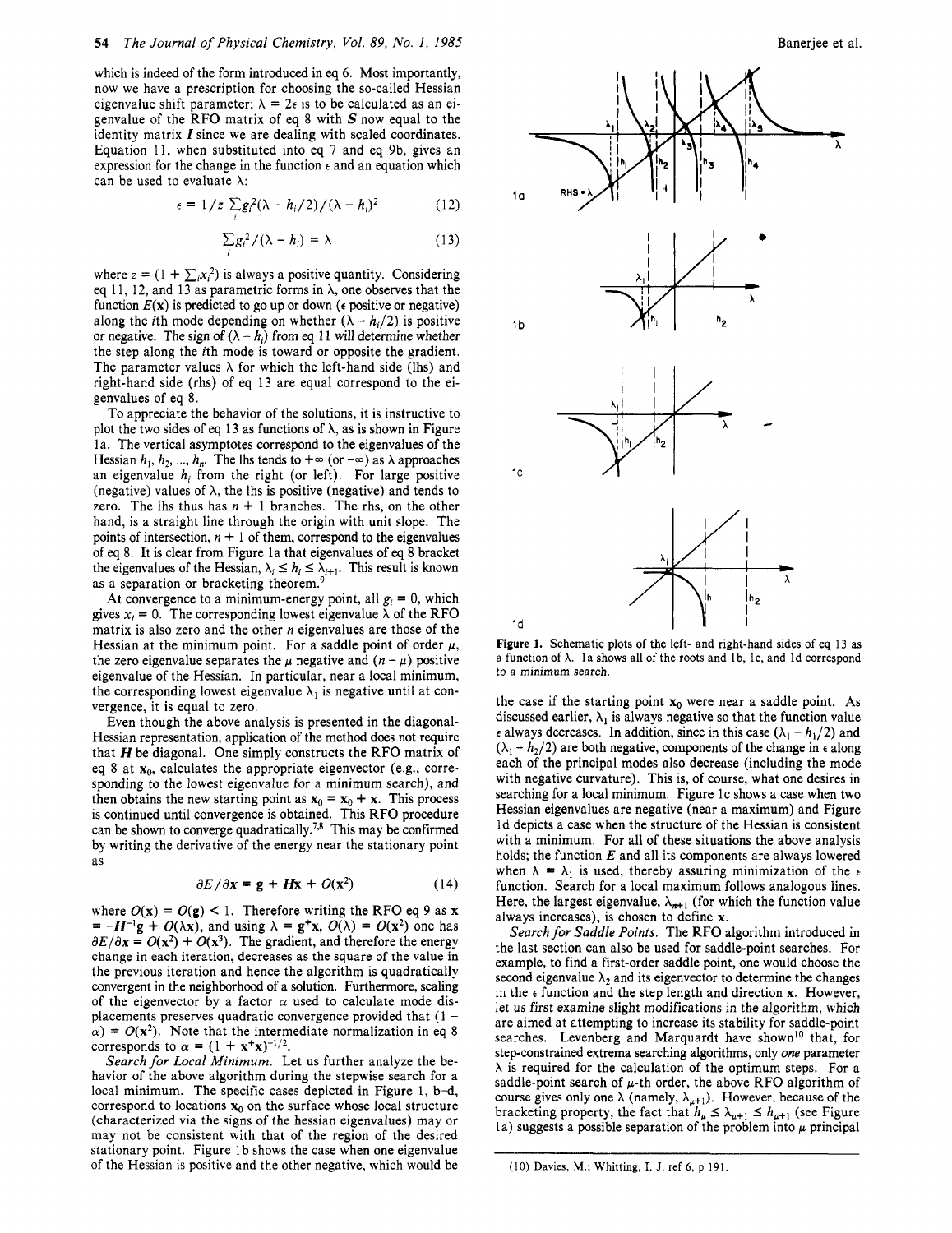which is indeed of the form introduced in eq 6. Most importantly, now we have a prescription for choosing the so-called Hessian eigenvalue shift parameter; $\lambda = 2\epsilon$ is to be calculated as an eigenvalue of the RFO matrix of eq 8 with $S$ now equal to the identity matrix $I$ since we are dealing with scaled coordinates. Equation 11, when substituted into eq 7 and eq 9b, gives an expression for the change in the function $\epsilon$ and an equation which can be used to evaluate $\lambda$:

$$\epsilon = 1/z \sum_i g_i^2(\lambda - h_i/2)/(\lambda - h_i)^2 \tag{12}$$

$$\sum_i g_i^2/(\lambda - h_i) = \lambda \tag{13}$$

where $z = (1 + \sum_i x_i^2)$ is always a positive quantity. Considering eq 11, 12, and 13 as parametric forms in $\lambda$, one observes that the function $E(\mathbf{x})$ is predicted to go up or down ($\epsilon$ positive or negative) along the $i$th mode depending on whether $(\lambda - h_i/2)$ is positive or negative. The sign of $(\lambda - h_i)$ from eq 11 will determine whether the step along the $i$th mode is toward or opposite the gradient. The parameter values $\lambda$ for which the left-hand side (lhs) and right-hand side (rhs) of eq 13 are equal correspond to the eigenvalues of eq 8.

To appreciate the behavior of the solutions, it is instructive to plot the two sides of eq 13 as functions of $\lambda$, as is shown in Figure 1a. The vertical asymptotes correspond to the eigenvalues of the Hessian $h_1, h_2, ..., h_n$. The lhs tends to $+\infty$ (or $-\infty$) as $\lambda$ approaches an eigenvalue $h_i$ from the right (or left). For large positive (negative) values of $\lambda$, the lhs is positive (negative) and tends to zero. The lhs thus has $n + 1$ branches. The rhs, on the other hand, is a straight line through the origin with unit slope. The points of intersection, $n + 1$ of them, correspond to the eigenvalues of eq 8. It is clear from Figure 1a that eigenvalues of eq 8 bracket the eigenvalues of the Hessian, $\lambda_i \leq h_i \leq \lambda_{i+1}$. This result is known as a separation or bracketing theorem.[9]

At convergence to a minimum-energy point, all $g_i = 0$, which gives $x_i = 0$. The corresponding lowest eigenvalue $\lambda$ of the RFO matrix is also zero and the other $n$ eigenvalues are those of the Hessian at the minimum point. For a saddle point of order $\mu$, the zero eigenvalue separates the $\mu$ negative and $(n - \mu)$ positive eigenvalue of the Hessian. In particular, near a local minimum, the corresponding lowest eigenvalue $\lambda_1$ is negative until at convergence, it is equal to zero.

Even though the above analysis is presented in the diagonal-Hessian representation, application of the method does not require that $H$ be diagonal. One simply constructs the RFO matrix of eq 8 at $\mathbf{x}_0$, calculates the appropriate eigenvector (e.g., corresponding to the lowest eigenvalue for a minimum search), and then obtains the new starting point as $\mathbf{x}_0 = \mathbf{x}_0 + \mathbf{x}$. This process is continued until convergence is obtained. This RFO procedure can be shown to converge quadratically.[7,8] This may be confirmed by writing the derivative of the energy near the stationary point as

$$\partial E/\partial \mathbf{x} = \mathbf{g} + \mathbf{H}\mathbf{x} + O(\mathbf{x}^2) \tag{14}$$

where $O(\mathbf{x}) = O(\mathbf{g}) < 1$. Therefore writing the RFO eq 9 as $\mathbf{x} = -\mathbf{H}^{-1}\mathbf{g} + O(\lambda\mathbf{x})$, and using $\lambda = \mathbf{g}^+\mathbf{x}$, $O(\lambda) = O(\mathbf{x}^2)$ one has $\partial E/\partial \mathbf{x} = O(\mathbf{x}^2) + O(\mathbf{x}^3)$. The gradient, and therefore the energy change in each iteration, decreases as the square of the value in the previous iteration and hence the algorithm is quadratically convergent in the neighborhood of a solution. Furthermore, scaling of the eigenvector by a factor $\alpha$ used to calculate mode displacements preserves quadratic convergence provided that $(1 - \alpha) = O(\mathbf{x}^2)$. Note that the intermediate normalization in eq 8 corresponds to $\alpha = (1 + \mathbf{x}^+\mathbf{x})^{-1/2}$.

*Search for Local Minimum.* Let us further analyze the behavior of the above algorithm during the stepwise search for a local minimum. The specific cases depicted in Figure 1, b–d, correspond to locations $\mathbf{x}_0$ on the surface whose local structure (characterized via the signs of the hessian eigenvalues) may or may not be consistent with that of the region of the desired stationary point. Figure 1b shows the case when one eigenvalue of the Hessian is positive and the other negative, which would be the case if the starting point $\mathbf{x}_0$ were near a saddle point. As discussed earlier, $\lambda_1$ is always negative so that the function value $\epsilon$ always decreases. In addition, since in this case $(\lambda_1 - h_1/2)$ and $(\lambda_1 - h_2/2)$ are both negative, components of the change in $\epsilon$ along each of the principal modes also decrease (including the mode with negative curvature). This is, of course, what one desires in searching for a local minimum. Figure 1c shows a case when two Hessian eigenvalues are negative (near a maximum) and Figure 1d depicts a case when the structure of the Hessian is consistent with a minimum. For all of these situations the above analysis holds; the function $E$ and all its components are always lowered when $\lambda = \lambda_1$ is used, thereby assuring minimization of the $\epsilon$ function. Search for a local maximum follows analogous lines. Here, the largest eigenvalue, $\lambda_{n+1}$ (for which the function value always increases), is chosen to define $\mathbf{x}$.

*Search for Saddle Points.* The RFO algorithm introduced in the last section can also be used for saddle-point searches. For example, to find a first-order saddle point, one would choose the second eigenvalue $\lambda_2$ and its eigenvector to determine the changes in the $\epsilon$ function and the step length and direction $\mathbf{x}$. However, let us first examine slight modifications in the algorithm, which are aimed at attempting to increase its stability for saddle-point searches. Levenberg and Marquardt have shown[10] that, for step-constrained extrema searching algorithms, only *one* parameter $\lambda$ is required for the calculation of the optimum steps. For a saddle-point search of $\mu$-th order, the above RFO algorithm of course gives only one $\lambda$ (namely, $\lambda_{\mu+1}$). However, because of the bracketing property, the fact that $h_\mu \leq \lambda_{\mu+1} \leq h_{\mu+1}$ (see Figure 1a) suggests a possible separation of the problem into $\mu$ principal

Figure 1. Schematic plots of the left- and right-hand sides of eq 13 as a function of $\lambda$. 1a shows all of the roots and 1b, 1c, and 1d correspond to a minimum search.

(10) Davies, M.; Whitting, I. J. ref 6, p 191.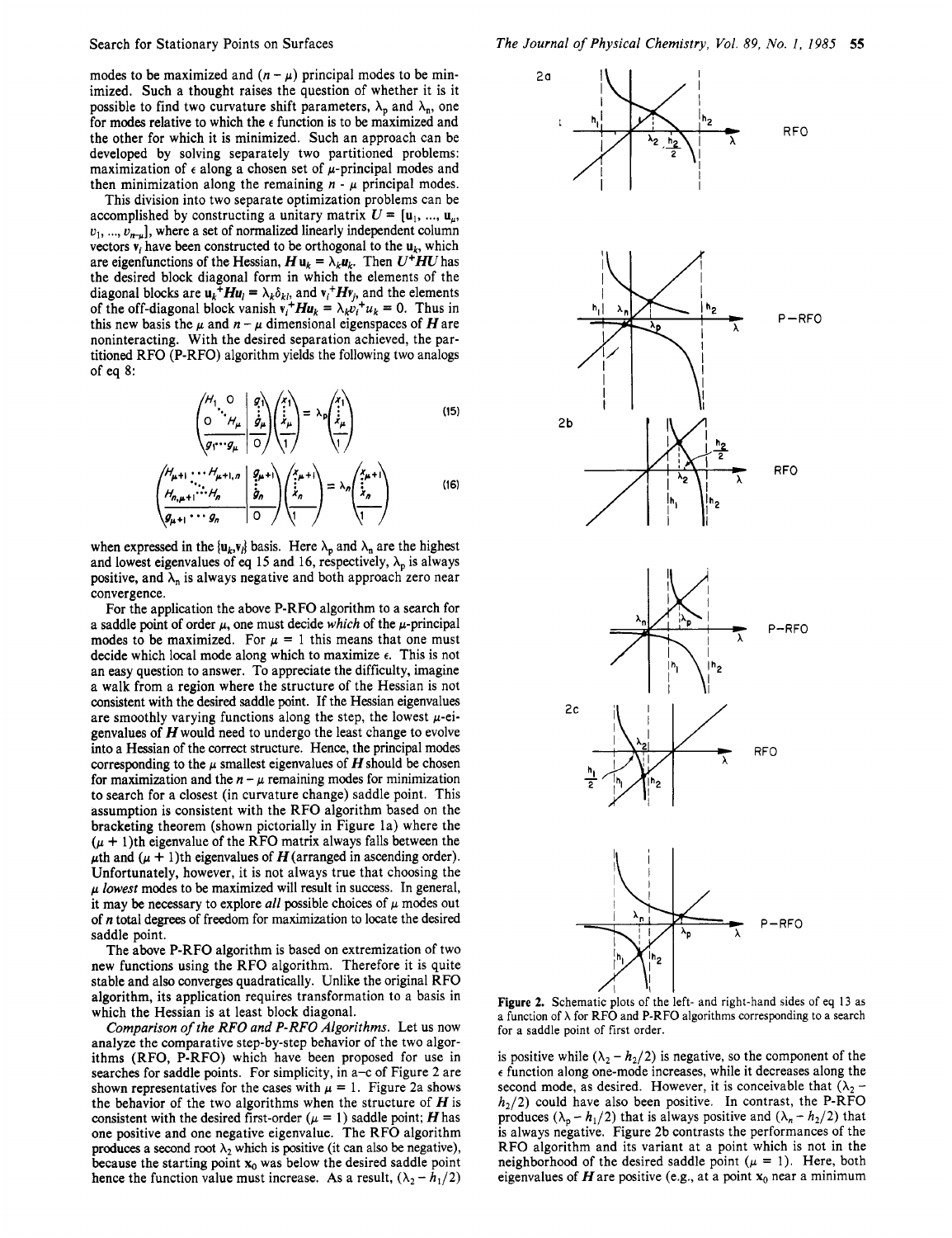modes to be maximized and $(n - \mu)$ principal modes to be minimized. Such a thought raises the question of whether it is it possible to find two curvature shift parameters, $\lambda_p$ and $\lambda_n$, one for modes relative to which the $\epsilon$ function is to be maximized and the other for which it is minimized. Such an approach can be developed by solving separately two partitioned problems: maximization of $\epsilon$ along a chosen set of $\mu$-principal modes and then minimization along the remaining $n - \mu$ principal modes.

This division into two separate optimization problems can be accomplished by constructing a unitary matrix $U = [\mathbf{u}_1, ..., \mathbf{u}_\mu, v_1, ..., v_{n-\mu}]$, where a set of normalized linearly independent column vectors $\mathbf{v}_i$ have been constructed to be orthogonal to the $\mathbf{u}_k$, which are eigenfunctions of the Hessian, $\boldsymbol{H}\mathbf{u}_k = \lambda_k \mathbf{u}_k$. Then $U^+HU$ has the desired block diagonal form in which the elements of the diagonal blocks are $\mathbf{u}_k^+ \boldsymbol{H} \mathbf{u}_l = \lambda_k \delta_{kl}$, and $\mathbf{v}_i^+ \boldsymbol{H} \mathbf{v}_j$, and the elements of the off-diagonal block vanish $\mathbf{v}_i^+ \boldsymbol{H} \mathbf{u}_k = \lambda_k v_i^+ u_k = 0$. Thus in this new basis the $\mu$ and $n - \mu$ dimensional eigenspaces of $\boldsymbol{H}$ are noninteracting. With the desired separation achieved, the partitioned RFO (P-RFO) algorithm yields the following two analogs of eq 8:

$$\left(\begin{array}{ccc|c} H_1 & & 0 & g_1 \\ & \ddots & & \vdots \\ 0 & & H_\mu & g_\mu \\ \hline g_1 & \cdots & g_\mu & 0 \end{array}\right)\begin{pmatrix} x_1 \\ \vdots \\ x_\mu \\ 1 \end{pmatrix} = \lambda_p \begin{pmatrix} x_1 \\ \vdots \\ x_\mu \\ 1 \end{pmatrix} \tag{15}$$

$$\left(\begin{array}{ccc|c} H_{\mu+1} & \cdots & H_{\mu+1,n} & g_{\mu+1} \\ \vdots & \ddots & & \vdots \\ H_{n,\mu+1} & \cdots & H_n & g_n \\ \hline g_{\mu+1} & \cdots & g_n & 0 \end{array}\right)\begin{pmatrix} x_{\mu+1} \\ \vdots \\ x_n \\ 1 \end{pmatrix} = \lambda_n \begin{pmatrix} x_{\mu+1} \\ \vdots \\ x_n \\ 1 \end{pmatrix} \tag{16}$$

when expressed in the $\{\mathbf{u}_k, \mathbf{v}_l\}$ basis. Here $\lambda_p$ and $\lambda_n$ are the highest and lowest eigenvalues of eq 15 and 16, respectively, $\lambda_p$ is always positive, and $\lambda_n$ is always negative and both approach zero near convergence.

For the application the above P-RFO algorithm to a search for a saddle point of order $\mu$, one must decide *which* of the $\mu$-principal modes to be maximized. For $\mu = 1$ this means that one must decide which local mode along which to maximize $\epsilon$. This is not an easy question to answer. To appreciate the difficulty, imagine a walk from a region where the structure of the Hessian is not consistent with the desired saddle point. If the Hessian eigenvalues are smoothly varying functions along the step, the lowest $\mu$-eigenvalues of $\boldsymbol{H}$ would need to undergo the least change to evolve into a Hessian of the correct structure. Hence, the principal modes corresponding to the $\mu$ smallest eigenvalues of $\boldsymbol{H}$ should be chosen for maximization and the $n - \mu$ remaining modes for minimization to search for a closest (in curvature change) saddle point. This assumption is consistent with the RFO algorithm based on the bracketing theorem (shown pictorially in Figure 1a) where the $(\mu + 1)$th eigenvalue of the RFO matrix always falls between the $\mu$th and $(\mu + 1)$th eigenvalues of $\boldsymbol{H}$ (arranged in ascending order). Unfortunately, however, it is not always true that choosing the $\mu$ *lowest* modes to be maximized will result in success. In general, it may be necessary to explore *all* possible choices of $\mu$ modes out of $n$ total degrees of freedom for maximization to locate the desired saddle point.

The above P-RFO algorithm is based on extremization of two new functions using the RFO algorithm. Therefore it is quite stable and also converges quadratically. Unlike the original RFO algorithm, its application requires transformation to a basis in which the Hessian is at least block diagonal.

*Comparison of the RFO and P-RFO Algorithms.* Let us now analyze the comparative step-by-step behavior of the two algorithms (RFO, P-RFO) which have been proposed for use in searches for saddle points. For simplicity, in a–c of Figure 2 are shown representatives for the cases with $\mu = 1$. Figure 2a shows the behavior of the two algorithms when the structure of $\boldsymbol{H}$ is consistent with the desired first-order ($\mu = 1$) saddle point; $\boldsymbol{H}$ has one positive and one negative eigenvalue. The RFO algorithm produces a second root $\lambda_2$ which is positive (it can also be negative), because the starting point $\mathbf{x}_0$ was below the desired saddle point hence the function value must increase. As a result, $(\lambda_2 - h_1/2)$ is positive while $(\lambda_2 - h_2/2)$ is negative, so the component of the $\epsilon$ function along one-mode increases, while it decreases along the second mode, as desired. However, it is conceivable that $(\lambda_2 - h_2/2)$ could have also been positive. In contrast, the P-RFO produces $(\lambda_p - h_1/2)$ that is always positive and $(\lambda_n - h_2/2)$ that is always negative. Figure 2b contrasts the performances of the RFO algorithm and its variant at a point which is not in the neighborhood of the desired saddle point ($\mu = 1$). Here, both eigenvalues of $\boldsymbol{H}$ are positive (e.g., at a point $\mathbf{x}_0$ near a minimum

**Figure 2.** Schematic plots of the left- and right-hand sides of eq 13 as a function of $\lambda$ for RFO and P-RFO algorithms corresponding to a search for a saddle point of first order.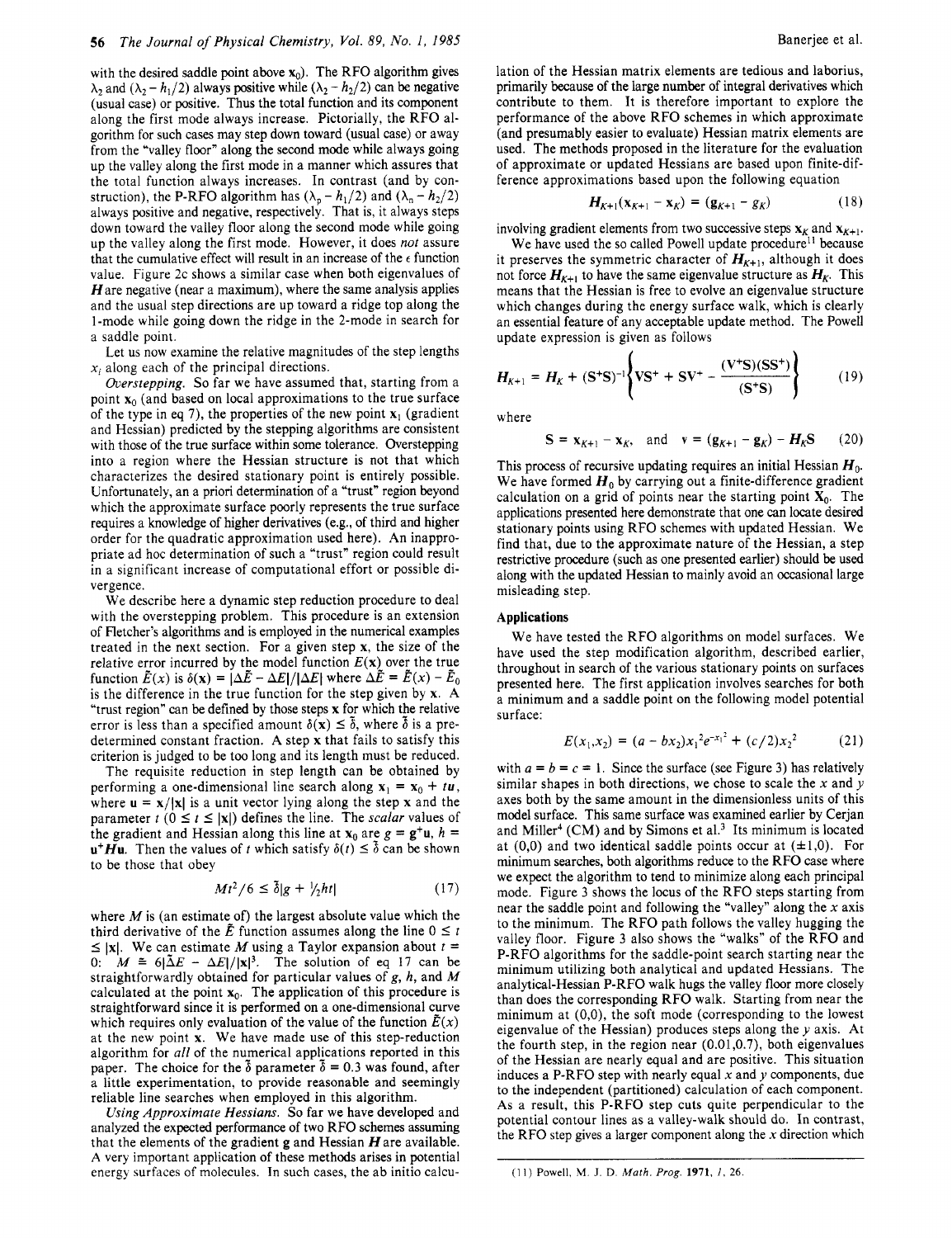with the desired saddle point above $\mathbf{x}_0$). The RFO algorithm gives $\lambda_2$ and $(\lambda_2 - h_1/2)$ always positive while $(\lambda_2 - h_2/2)$ can be negative (usual case) or positive. Thus the total function and its component along the first mode always increase. Pictorially, the RFO algorithm for such cases may step down toward (usual case) or away from the "valley floor" along the second mode while always going up the valley along the first mode in a manner which assures that the total function always increases. In contrast (and by construction), the P-RFO algorithm has $(\lambda_p - h_1/2)$ and $(\lambda_n - h_2/2)$ always positive and negative, respectively. That is, it always steps down toward the valley floor along the second mode while going up the valley along the first mode. However, it does *not* assure that the cumulative effect will result in an increase of the $\epsilon$ function value. Figure 2c shows a similar case when both eigenvalues of $\boldsymbol{H}$ are negative (near a maximum), where the same analysis applies and the usual step directions are up toward a ridge top along the 1-mode while going down the ridge in the 2-mode in search for a saddle point.

Let us now examine the relative magnitudes of the step lengths $x_i$ along each of the principal directions.

*Overstepping.* So far we have assumed that, starting from a point $\mathbf{x}_0$ (and based on local approximations to the true surface of the type in eq 7), the properties of the new point $\mathbf{x}_1$ (gradient and Hessian) predicted by the stepping algorithms are consistent with those of the true surface within some tolerance. Overstepping into a region where the Hessian structure is not that which characterizes the desired stationary point is entirely possible. Unfortunately, an a priori determination of a "trust" region beyond which the approximate surface poorly represents the true surface requires a knowledge of higher derivatives (e.g., of third and higher order for the quadratic approximation used here). An inappropriate ad hoc determination of such a "trust" region could result in a significant increase of computational effort or possible divergence.

We describe here a dynamic step reduction procedure to deal with the overstepping problem. This procedure is an extension of Fletcher's algorithms and is employed in the numerical examples treated in the next section. For a given step $\mathbf{x}$, the size of the relative error incurred by the model function $E(\mathbf{x})$ over the true function $\tilde{E}(x)$ is $\delta(\mathbf{x}) = |\Delta\tilde{E} - \Delta E|/|\Delta E|$ where $\Delta\tilde{E} = \tilde{E}(x) - \tilde{E}_0$ is the difference in the true function for the step given by $\mathbf{x}$. A "trust region" can be defined by those steps $\mathbf{x}$ for which the relative error is less than a specified amount $\delta(\mathbf{x}) \leq \bar{\delta}$, where $\bar{\delta}$ is a predetermined constant fraction. A step $\mathbf{x}$ that fails to satisfy this criterion is judged to be too long and its length must be reduced.

The requisite reduction in step length can be obtained by performing a one-dimensional line search along $\mathbf{x}_1 = \mathbf{x}_0 + t\mathbf{u}$, where $\mathbf{u} = \mathbf{x}/|\mathbf{x}|$ is a unit vector lying along the step $\mathbf{x}$ and the parameter $t$ $(0 \leq t \leq |\mathbf{x}|)$ defines the line. The *scalar* values of the gradient and Hessian along this line at $\mathbf{x}_0$ are $g = \mathbf{g}^+\mathbf{u}$, $h = \mathbf{u}^+\boldsymbol{H}\mathbf{u}$. Then the values of $t$ which satisfy $\delta(t) \leq \bar{\delta}$ can be shown to be those that obey

$$Mt^2/6 \leq \bar{\delta}|g + {}^1\!/\!_2 ht| \tag{17}$$

where $M$ is (an estimate of) the largest absolute value which the third derivative of the $\tilde{E}$ function assumes along the line $0 \leq t \leq |\mathbf{x}|$. We can estimate $M$ using a Taylor expansion about $t = 0$: $M \cong 6|\Delta\tilde{E} - \Delta E|/|\mathbf{x}|^3$. The solution of eq 17 can be straightforwardly obtained for particular values of $g$, $h$, and $M$ calculated at the point $\mathbf{x}_0$. The application of this procedure is straightforward since it is performed on a one-dimensional curve which requires only evaluation of the value of the function $\tilde{E}(x)$ at the new point $\mathbf{x}$. We have made use of this step-reduction algorithm for *all* of the numerical applications reported in this paper. The choice for the $\bar{\delta}$ parameter $\bar{\delta} = 0.3$ was found, after a little experimentation, to provide reasonable and seemingly reliable line searches when employed in this algorithm.

*Using Approximate Hessians.* So far we have developed and analyzed the expected performance of two RFO schemes assuming that the elements of the gradient $\mathbf{g}$ and Hessian $\boldsymbol{H}$ are available. A very important application of these methods arises in potential energy surfaces of molecules. In such cases, the ab initio calculation of the Hessian matrix elements are tedious and laborius, primarily because of the large number of integral derivatives which contribute to them. It is therefore important to explore the performance of the above RFO schemes in which approximate (and presumably easier to evaluate) Hessian matrix elements are used. The methods proposed in the literature for the evaluation of approximate or updated Hessians are based upon finite-difference approximations based upon the following equation

$$\boldsymbol{H}_{K+1}(\mathbf{x}_{K+1} - \mathbf{x}_K) = (\mathbf{g}_{K+1} - \mathbf{g}_K) \tag{18}$$

involving gradient elements from two successive steps $\mathbf{x}_K$ and $\mathbf{x}_{K+1}$.

We have used the so called Powell update procedure[11] because it preserves the symmetric character of $\boldsymbol{H}_{K+1}$, although it does not force $\boldsymbol{H}_{K+1}$ to have the same eigenvalue structure as $\boldsymbol{H}_K$. This means that the Hessian is free to evolve an eigenvalue structure which changes during the energy surface walk, which is clearly an essential feature of any acceptable update method. The Powell update expression is given as follows

$$\boldsymbol{H}_{K+1} = \boldsymbol{H}_K + (\mathbf{S}^+\mathbf{S})^{-1}\left\{\mathbf{V}\mathbf{S}^+ + \mathbf{S}\mathbf{V}^+ - \frac{(\mathbf{V}^+\mathbf{S})(\mathbf{S}\mathbf{S}^+)}{(\mathbf{S}^+\mathbf{S})}\right\} \tag{19}$$

where

$$\mathbf{S} = \mathbf{x}_{K+1} - \mathbf{x}_K, \quad \text{and} \quad \mathbf{v} = (\mathbf{g}_{K+1} - \mathbf{g}_K) - \boldsymbol{H}_K\mathbf{S} \tag{20}$$

This process of recursive updating requires an initial Hessian $\boldsymbol{H}_0$. We have formed $\boldsymbol{H}_0$ by carrying out a finite-difference gradient calculation on a grid of points near the starting point $\mathbf{X}_0$. The applications presented here demonstrate that one can locate desired stationary points using RFO schemes with updated Hessian. We find that, due to the approximate nature of the Hessian, a step restrictive procedure (such as one presented earlier) should be used along with the updated Hessian to mainly avoid an occasional large misleading step.

## Applications

We have tested the RFO algorithms on model surfaces. We have used the step modification algorithm, described earlier, throughout in search of the various stationary points on surfaces presented here. The first application involves searches for both a minimum and a saddle point on the following model potential surface:

$$E(x_1,x_2) = (a - bx_2)x_1^2e^{-x_1^2} + (c/2)x_2^2 \tag{21}$$

with $a = b = c = 1$. Since the surface (see Figure 3) has relatively similar shapes in both directions, we chose to scale the $x$ and $y$ axes both by the same amount in the dimensionless units of this model surface. This same surface was examined earlier by Cerjan and Miller[4] (CM) and by Simons et al.[3] Its minimum is located at (0,0) and two identical saddle points occur at $(\pm 1,0)$. For minimum searches, both algorithms reduce to the RFO case where we expect the algorithm to tend to minimize along each principal mode. Figure 3 shows the locus of the RFO steps starting from near the saddle point and following the "valley" along the $x$ axis to the minimum. The RFO path follows the valley hugging the valley floor. Figure 3 also shows the "walks" of the RFO and P-RFO algorithms for the saddle-point search starting near the minimum utilizing both analytical and updated Hessians. The analytical-Hessian P-RFO walk hugs the valley floor more closely than does the corresponding RFO walk. Starting from near the minimum at (0,0), the soft mode (corresponding to the lowest eigenvalue of the Hessian) produces steps along the $y$ axis. At the fourth step, in the region near (0.01,0.7), both eigenvalues of the Hessian are nearly equal and are positive. This situation induces a P-RFO step with nearly equal $x$ and $y$ components, due to the independent (partitioned) calculation of each component. As a result, this P-RFO step cuts quite perpendicular to the potential contour lines as a valley-walk should do. In contrast, the RFO step gives a larger component along the $x$ direction which

(11) Powell, M. J. D. *Math. Prog.* **1971**, *1*, 26.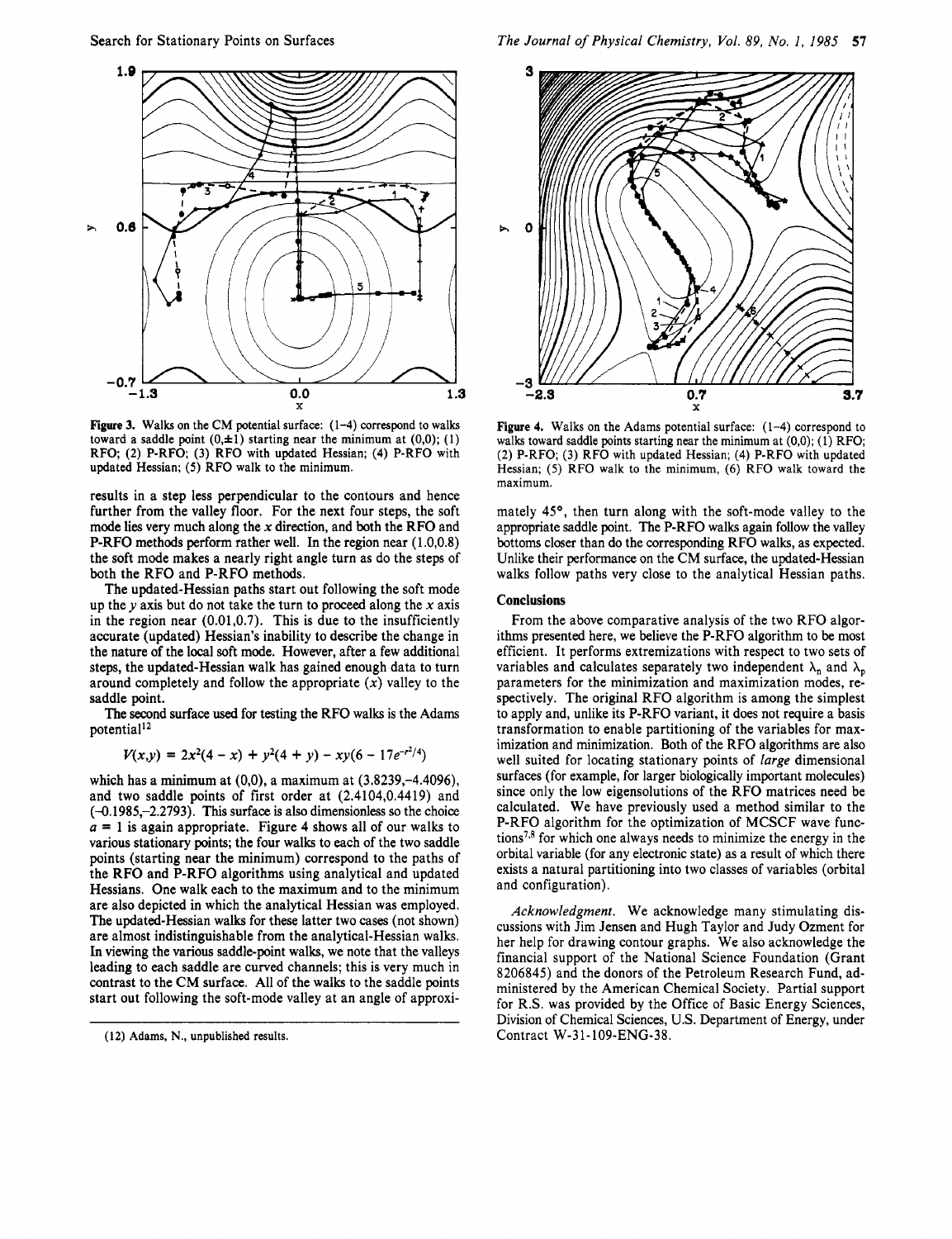1.9

0.6

y

-0.7

-1.3

0.0

1.3

x

Figure 3. Walks on the CM potential surface: (1–4) correspond to walks toward a saddle point $(0,\pm1)$ starting near the minimum at (0,0); (1) RFO; (2) P-RFO; (3) RFO with updated Hessian; (4) P-RFO with updated Hessian; (5) RFO walk to the minimum.

results in a step less perpendicular to the contours and hence further from the valley floor. For the next four steps, the soft mode lies very much along the $x$ direction, and both the RFO and P-RFO methods perform rather well. In the region near (1.0,0.8) the soft mode makes a nearly right angle turn as do the steps of both the RFO and P-RFO methods.

The updated-Hessian paths start out following the soft mode up the $y$ axis but do not take the turn to proceed along the $x$ axis in the region near (0.01,0.7). This is due to the insufficiently accurate (updated) Hessian's inability to describe the change in the nature of the local soft mode. However, after a few additional steps, the updated-Hessian walk has gained enough data to turn around completely and follow the appropriate ($x$) valley to the saddle point.

The second surface used for testing the RFO walks is the Adams potential[12]

$$V(x,y) = 2x^2(4 - x) + y^2(4 + y) - xy(6 - 17e^{-r^2/4})$$

which has a minimum at (0,0), a maximum at (3.8239,–4.4096), and two saddle points of first order at (2.4104,0.4419) and (–0.1985,–2.2793). This surface is also dimensionless so the choice $a = 1$ is again appropriate. Figure 4 shows all of our walks to various stationary points; the four walks to each of the two saddle points (starting near the minimum) correspond to the paths of the RFO and P-RFO algorithms using analytical and updated Hessians. One walk each to the maximum and to the minimum are also depicted in which the analytical Hessian was employed. The updated-Hessian walks for these latter two cases (not shown) are almost indistinguishable from the analytical-Hessian walks. In viewing the various saddle-point walks, we note that the valleys leading to each saddle are curved channels; this is very much in contrast to the CM surface. All of the walks to the saddle points start out following the soft-mode valley at an angle of approximately 45°, then turn along with the soft-mode valley to the appropriate saddle point. The P-RFO walks again follow the valley bottoms closer than do the corresponding RFO walks, as expected. Unlike their performance on the CM surface, the updated-Hessian walks follow paths very close to the analytical Hessian paths.

3

y

0

-3

-2.3

0.7

3.7

x

Figure 4. Walks on the Adams potential surface: (1–4) correspond to walks toward saddle points starting near the minimum at (0,0); (1) RFO; (2) P-RFO; (3) RFO with updated Hessian; (4) P-RFO with updated Hessian; (5) RFO walk to the minimum, (6) RFO walk toward the maximum.

## Conclusions

From the above comparative analysis of the two RFO algorithms presented here, we believe the P-RFO algorithm to be most efficient. It performs extremizations with respect to two sets of variables and calculates separately two independent $\lambda_n$ and $\lambda_p$ parameters for the minimization and maximization modes, respectively. The original RFO algorithm is among the simplest to apply and, unlike its P-RFO variant, it does not require a basis transformation to enable partitioning of the variables for maximization and minimization. Both of the RFO algorithms are also well suited for locating stationary points of *large* dimensional surfaces (for example, for larger biologically important molecules) since only the low eigensolutions of the RFO matrices need be calculated. We have previously used a method similar to the P-RFO algorithm for the optimization of MCSCF wave functions[7,8] for which one always needs to minimize the energy in the orbital variable (for any electronic state) as a result of which there exists a natural partitioning into two classes of variables (orbital and configuration).

*Acknowledgment.* We acknowledge many stimulating discussions with Jim Jensen and Hugh Taylor and Judy Ozment for her help for drawing contour graphs. We also acknowledge the financial support of the National Science Foundation (Grant 8206845) and the donors of the Petroleum Research Fund, administered by the American Chemical Society. Partial support for R.S. was provided by the Office of Basic Energy Sciences, Division of Chemical Sciences, U.S. Department of Energy, under Contract W-31-109-ENG-38.

(12) Adams, N., unpublished results.